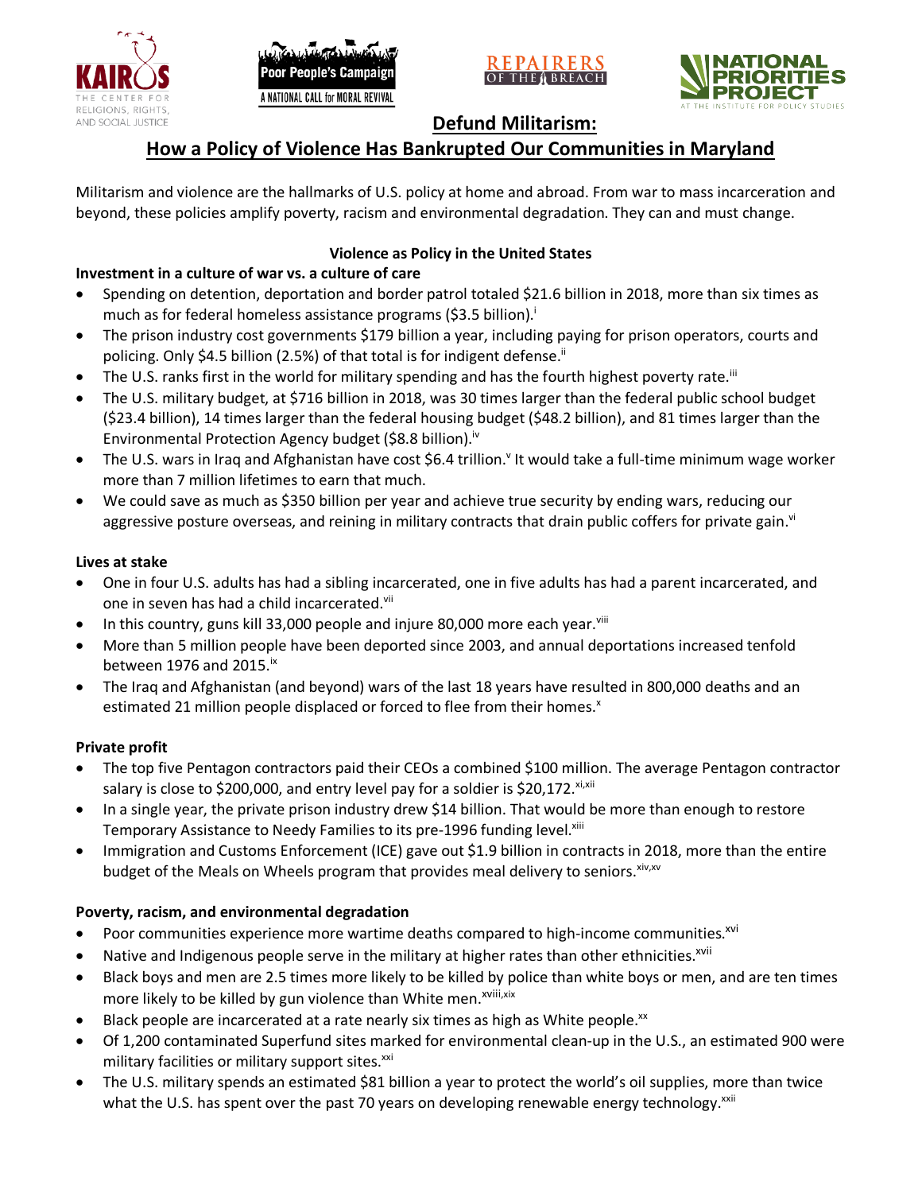# Defund Militarism:

## How a Policy of Violence Has Bankrupted Our Communities in Maryland

Militarism and violence are the hallmarks of U.S. policy at home and abroad. From war to mass incarceration and beyond, these policies amplify poverty, racism and environmental degradation. They can and must change.

### Violence as Policy in the United States

**Investment in a culture of war vs. a culture of care**

- Spending on detention, deportation and border patrol totaled $21.6 billion in 2018, more than six times as much as for federal homeless assistance programs ($3.5 billion).[i]
- The prison industry cost governments $179 billion a year, including paying for prison operators, courts and policing. Only $4.5 billion (2.5%) of that total is for indigent defense.[ii]
- The U.S. ranks first in the world for military spending and has the fourth highest poverty rate.[iii]
- The U.S. military budget, at $716 billion in 2018, was 30 times larger than the federal public school budget ($23.4 billion), 14 times larger than the federal housing budget ($48.2 billion), and 81 times larger than the Environmental Protection Agency budget ($8.8 billion).[iv]
- The U.S. wars in Iraq and Afghanistan have cost $6.4 trillion.[v] It would take a full-time minimum wage worker more than 7 million lifetimes to earn that much.
- We could save as much as $350 billion per year and achieve true security by ending wars, reducing our aggressive posture overseas, and reining in military contracts that drain public coffers for private gain.[vi]

**Lives at stake**

- One in four U.S. adults has had a sibling incarcerated, one in five adults has had a parent incarcerated, and one in seven has had a child incarcerated.[vii]
- In this country, guns kill 33,000 people and injure 80,000 more each year.[viii]
- More than 5 million people have been deported since 2003, and annual deportations increased tenfold between 1976 and 2015.[ix]
- The Iraq and Afghanistan (and beyond) wars of the last 18 years have resulted in 800,000 deaths and an estimated 21 million people displaced or forced to flee from their homes.[x]

**Private profit**

- The top five Pentagon contractors paid their CEOs a combined $100 million. The average Pentagon contractor salary is close to $200,000, and entry level pay for a soldier is $20,172.[xi,xii]
- In a single year, the private prison industry drew $14 billion. That would be more than enough to restore Temporary Assistance to Needy Families to its pre-1996 funding level.[xiii]
- Immigration and Customs Enforcement (ICE) gave out $1.9 billion in contracts in 2018, more than the entire budget of the Meals on Wheels program that provides meal delivery to seniors.[xiv,xv]

**Poverty, racism, and environmental degradation**

- Poor communities experience more wartime deaths compared to high-income communities.[xvi]
- Native and Indigenous people serve in the military at higher rates than other ethnicities.[xvii]
- Black boys and men are 2.5 times more likely to be killed by police than white boys or men, and are ten times more likely to be killed by gun violence than White men.[xviii,xix]
- Black people are incarcerated at a rate nearly six times as high as White people.[xx]
- Of 1,200 contaminated Superfund sites marked for environmental clean-up in the U.S., an estimated 900 were military facilities or military support sites.[xxi]
- The U.S. military spends an estimated $81 billion a year to protect the world's oil supplies, more than twice what the U.S. has spent over the past 70 years on developing renewable energy technology.[xxii]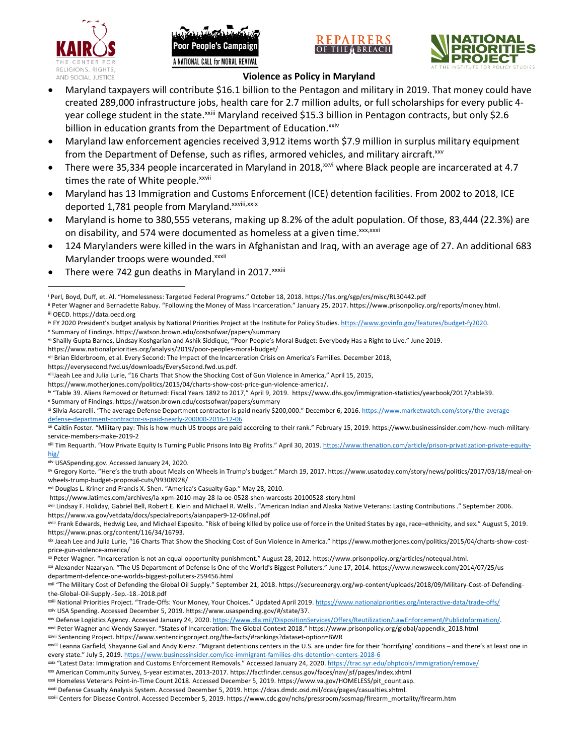**Violence as Policy in Maryland**

- Maryland taxpayers will contribute $16.1 billion to the Pentagon and military in 2019. That money could have created 289,000 infrastructure jobs, health care for 2.7 million adults, or full scholarships for every public 4-year college student in the state.[xxiii] Maryland received $15.3 billion in Pentagon contracts, but only $2.6 billion in education grants from the Department of Education.[xxiv]
- Maryland law enforcement agencies received 3,912 items worth $7.9 million in surplus military equipment from the Department of Defense, such as rifles, armored vehicles, and military aircraft.[xxv]
- There were 35,334 people incarcerated in Maryland in 2018,[xxvi] where Black people are incarcerated at 4.7 times the rate of White people.[xxvii]
- Maryland has 13 Immigration and Customs Enforcement (ICE) detention facilities. From 2002 to 2018, ICE deported 1,781 people from Maryland.[xxviii,xxix]
- Maryland is home to 380,555 veterans, making up 8.2% of the adult population. Of those, 83,444 (22.3%) are on disability, and 574 were documented as homeless at a given time.[xxx,xxxi]
- 124 Marylanders were killed in the wars in Afghanistan and Iraq, with an average age of 27. An additional 683 Marylander troops were wounded.[xxxii]
- There were 742 gun deaths in Maryland in 2017.[xxxiii]

---

[i] Perl, Boyd, Duff, et. Al. "Homelessness: Targeted Federal Programs." October 18, 2018. https://fas.org/sgp/crs/misc/RL30442.pdf

[ii] Peter Wagner and Bernadette Rabuy. "Following the Money of Mass Incarceration." January 25, 2017. https://www.prisonpolicy.org/reports/money.html.

[iii] OECD. https://data.oecd.org

[iv] FY 2020 President's budget analysis by National Priorities Project at the Institute for Policy Studies. https://www.govinfo.gov/features/budget-fy2020.

[v] Summary of Findings. https://watson.brown.edu/costsofwar/papers/summary

[vi] Shailly Gupta Barnes, Lindsay Koshgarian and Ashik Siddique, "Poor People's Moral Budget: Everybody Has a Right to Live." June 2019. https://www.nationalpriorities.org/analysis/2019/poor-peoples-moral-budget/

[vii] Brian Elderbroom, et al. Every Second: The Impact of the Incarceration Crisis on America's Families. December 2018, https://everysecond.fwd.us/downloads/EverySecond.fwd.us.pdf.

[viii] Jaeah Lee and Julia Lurie, "16 Charts That Show the Shocking Cost of Gun Violence in America," April 15, 2015, https://www.motherjones.com/politics/2015/04/charts-show-cost-price-gun-violence-america/.

[ix] "Table 39. Aliens Removed or Returned: Fiscal Years 1892 to 2017," April 9, 2019. https://www.dhs.gov/immigration-statistics/yearbook/2017/table39.

[x] Summary of Findings. https://watson.brown.edu/costsofwar/papers/summary

[xi] Silvia Ascarelli. "The average Defense Department contractor is paid nearly $200,000." December 6, 2016. https://www.marketwatch.com/story/the-average-defense-department-contractor-is-paid-nearly-200000-2016-12-06

[xii] Caitlin Foster. "Military pay: This is how much US troops are paid according to their rank." February 15, 2019. https://www.businessinsider.com/how-much-military-service-members-make-2019-2

[xiii] Tim Requarth. "How Private Equity Is Turning Public Prisons Into Big Profits." April 30, 2019. https://www.thenation.com/article/prison-privatization-private-equity-hig/

[xiv] USASpending.gov. Accessed January 24, 2020.

[xv] Gregory Korte. "Here's the truth about Meals on Wheels in Trump's budget." March 19, 2017. https://www.usatoday.com/story/news/politics/2017/03/18/meal-on-wheels-trump-budget-proposal-cuts/99308928/

[xvi] Douglas L. Kriner and Francis X. Shen. "America's Casualty Gap." May 28, 2010. https://www.latimes.com/archives/la-xpm-2010-may-28-la-oe-0528-shen-warcosts-20100528-story.html

[xvii] Lindsay F. Holiday, Gabriel Bell, Robert E. Klein and Michael R. Wells . "American Indian and Alaska Native Veterans: Lasting Contributions ." September 2006. https://www.va.gov/vetdata/docs/specialreports/aianpaper9-12-06final.pdf

[xviii] Frank Edwards, Hedwig Lee, and Michael Esposito. "Risk of being killed by police use of force in the United States by age, race–ethnicity, and sex." August 5, 2019. https://www.pnas.org/content/116/34/16793.

[xix] Jaeah Lee and Julia Lurie, "16 Charts That Show the Shocking Cost of Gun Violence in America." https://www.motherjones.com/politics/2015/04/charts-show-cost-price-gun-violence-america/

[xx] Peter Wagner. "Incarceration is not an equal opportunity punishment." August 28, 2012. https://www.prisonpolicy.org/articles/notequal.html.

[xxi] Alexander Nazaryan. "The US Department of Defense Is One of the World's Biggest Polluters." June 17, 2014. https://www.newsweek.com/2014/07/25/us-department-defence-one-worlds-biggest-polluters-259456.html

[xxii] "The Military Cost of Defending the Global Oil Supply." September 21, 2018. https://secureenergy.org/wp-content/uploads/2018/09/Military-Cost-of-Defending-the-Global-Oil-Supply.-Sep.-18.-2018.pdf

[xxiii] National Priorities Project. "Trade-Offs: Your Money, Your Choices." Updated April 2019. https://www.nationalpriorities.org/interactive-data/trade-offs/

[xxiv] USA Spending. Accessed December 5, 2019. https://www.usaspending.gov/#/state/37.

[xxv] Defense Logistics Agency. Accessed January 24, 2020. https://www.dla.mil/DispositionServices/Offers/Reutilization/LawEnforcement/PublicInformation/.

[xxvi] Peter Wagner and Wendy Sawyer. "States of Incarceration: The Global Context 2018." https://www.prisonpolicy.org/global/appendix_2018.html

[xxvii] Sentencing Project. https://www.sentencingproject.org/the-facts/#rankings?dataset-option=BWR

[xxviii] Leanna Garfield, Shayanne Gal and Andy Kiersz. "Migrant detentions centers in the U.S. are under fire for their 'horrifying' conditions – and there's at least one in every state." July 5, 2019. https://www.businessinsider.com/ice-immigrant-families-dhs-detention-centers-2018-6

[xxix] "Latest Data: Immigration and Customs Enforcement Removals." Accessed January 24, 2020. https://trac.syr.edu/phptools/immigration/remove/

[xxx] American Community Survey, 5-year estimates, 2013-2017. https://factfinder.census.gov/faces/nav/jsf/pages/index.xhtml

[xxxi] Homeless Veterans Point-in-Time Count 2018. Accessed December 5, 2019. https://www.va.gov/HOMELESS/pit_count.asp.

[xxxii] Defense Casualty Analysis System. Accessed December 5, 2019. https://dcas.dmdc.osd.mil/dcas/pages/casualties.xhtml.

[xxxiii] Centers for Disease Control. Accessed December 5, 2019. https://www.cdc.gov/nchs/pressroom/sosmap/firearm_mortality/firearm.htm